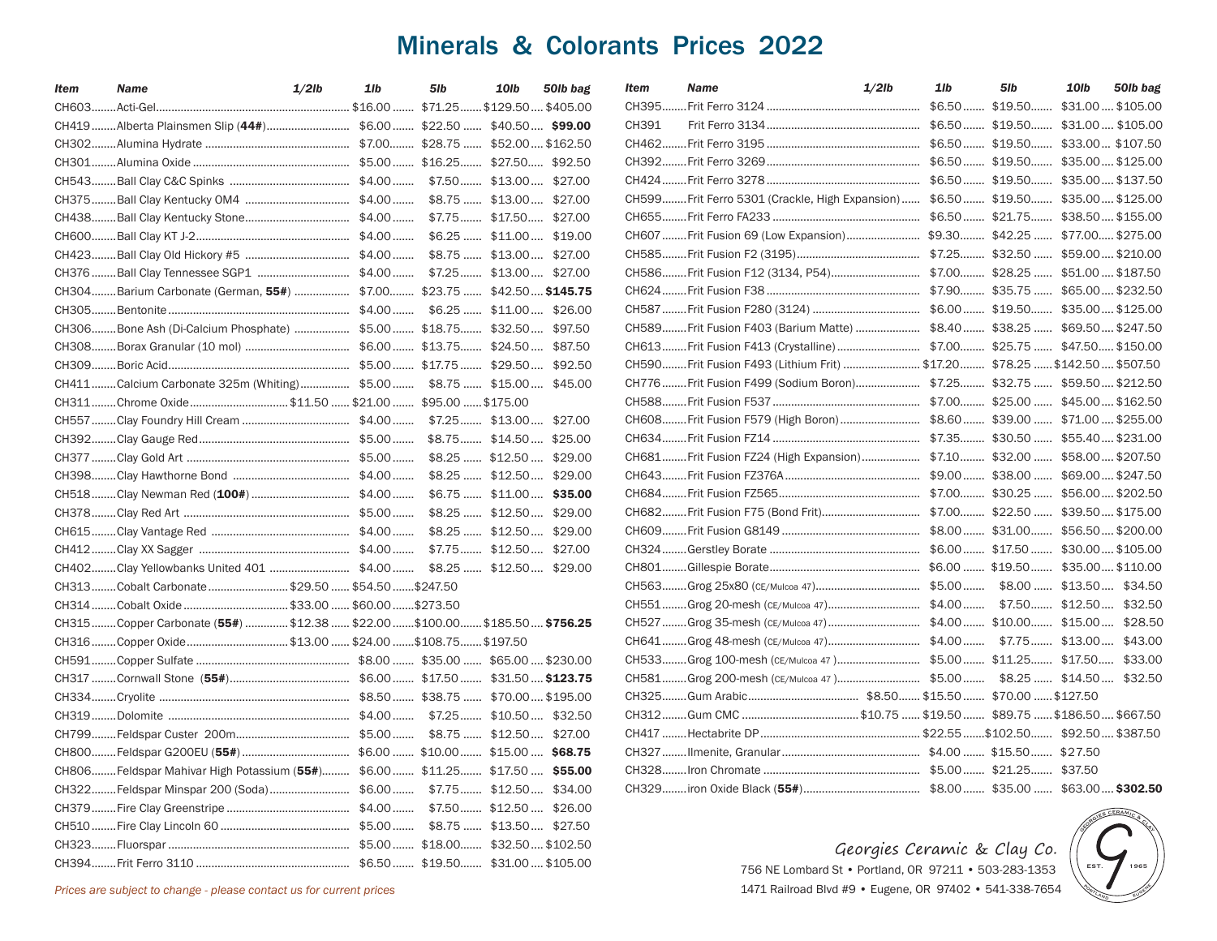# Minerals & Colorants Prices 2022

| Item | Name | 1/2lb | 1lb | 5lb | 10lb | 50lb bag |
|---|---|---|---|---|---|---|
| CH603 | Acti-Gel | | $16.00 | $71.25 | $129.50 | $405.00 |
| CH419 | Alberta Plainsmen Slip (**44#**) | | $6.00 | $22.50 | $40.50 | **$99.00** |
| CH302 | Alumina Hydrate | | $7.00 | $28.75 | $52.00 | $162.50 |
| CH301 | Alumina Oxide | | $5.00 | $16.25 | $27.50 | $92.50 |
| CH543 | Ball Clay C&C Spinks | | $4.00 | $7.50 | $13.00 | $27.00 |
| CH375 | Ball Clay Kentucky OM4 | | $4.00 | $8.75 | $13.00 | $27.00 |
| CH438 | Ball Clay Kentucky Stone | | $4.00 | $7.75 | $17.50 | $27.00 |
| CH600 | Ball Clay KT J-2 | | $4.00 | $6.25 | $11.00 | $19.00 |
| CH423 | Ball Clay Old Hickory #5 | | $4.00 | $8.75 | $13.00 | $27.00 |
| CH376 | Ball Clay Tennessee SGP1 | | $4.00 | $7.25 | $13.00 | $27.00 |
| CH304 | Barium Carbonate (German, **55#**) | | $7.00 | $23.75 | $42.50 | **$145.75** |
| CH305 | Bentonite | | $4.00 | $6.25 | $11.00 | $26.00 |
| CH306 | Bone Ash (Di-Calcium Phosphate) | | $5.00 | $18.75 | $32.50 | $97.50 |
| CH308 | Borax Granular (10 mol) | | $6.00 | $13.75 | $24.50 | $87.50 |
| CH309 | Boric Acid | | $5.00 | $17.75 | $29.50 | $92.50 |
| CH411 | Calcium Carbonate 325m (Whiting) | | $5.00 | $8.75 | $15.00 | $45.00 |
| CH311 | Chrome Oxide | $11.50 | $21.00 | $95.00 | $175.00 | |
| CH557 | Clay Foundry Hill Cream | | $4.00 | $7.25 | $13.00 | $27.00 |
| CH392 | Clay Gauge Red | | $5.00 | $8.75 | $14.50 | $25.00 |
| CH377 | Clay Gold Art | | $5.00 | $8.25 | $12.50 | $29.00 |
| CH398 | Clay Hawthorne Bond | | $4.00 | $8.25 | $12.50 | $29.00 |
| CH518 | Clay Newman Red (**100#**) | | $4.00 | $6.75 | $11.00 | **$35.00** |
| CH378 | Clay Red Art | | $5.00 | $8.25 | $12.50 | $29.00 |
| CH615 | Clay Vantage Red | | $4.00 | $8.25 | $12.50 | $29.00 |
| CH412 | Clay XX Sagger | | $4.00 | $7.75 | $12.50 | $27.00 |
| CH402 | Clay Yellowbanks United 401 | | $4.00 | $8.25 | $12.50 | $29.00 |
| CH313 | Cobalt Carbonate | $29.50 | $54.50 | $247.50 | | |
| CH314 | Cobalt Oxide | $33.00 | $60.00 | $273.50 | | |
| CH315 | Copper Carbonate (**55#**) | $12.38 | $22.00 | $100.00 | $185.50 | **$756.25** |
| CH316 | Copper Oxide | $13.00 | $24.00 | $108.75 | $197.50 | |
| CH591 | Copper Sulfate | | $8.00 | $35.00 | $65.00 | $230.00 |
| CH317 | Cornwall Stone (**55#**) | | $6.00 | $17.50 | $31.50 | **$123.75** |
| CH334 | Cryolite | | $8.50 | $38.75 | $70.00 | $195.00 |
| CH319 | Dolomite | | $4.00 | $7.25 | $10.50 | $32.50 |
| CH799 | Feldspar Custer 200m | | $5.00 | $8.75 | $12.50 | $27.00 |
| CH800 | Feldspar G200EU (**55#**) | | $6.00 | $10.00 | $15.00 | **$68.75** |
| CH806 | Feldspar Mahivar High Potassium (**55#**) | | $6.00 | $11.25 | $17.50 | **$55.00** |
| CH322 | Feldspar Minspar 200 (Soda) | | $6.00 | $7.75 | $12.50 | $34.00 |
| CH379 | Fire Clay Greenstripe | | $4.00 | $7.50 | $12.50 | $26.00 |
| CH510 | Fire Clay Lincoln 60 | | $5.00 | $8.75 | $13.50 | $27.50 |
| CH323 | Fluorspar | | $5.00 | $18.00 | $32.50 | $102.50 |
| CH394 | Frit Ferro 3110 | | $6.50 | $19.50 | $31.00 | $105.00 |
| CH395 | Frit Ferro 3124 | | $6.50 | $19.50 | $31.00 | $105.00 |
| CH391 | Frit Ferro 3134 | | $6.50 | $19.50 | $31.00 | $105.00 |
| CH462 | Frit Ferro 3195 | | $6.50 | $19.50 | $33.00 | $107.50 |
| CH392 | Frit Ferro 3269 | | $6.50 | $19.50 | $35.00 | $125.00 |
| CH424 | Frit Ferro 3278 | | $6.50 | $19.50 | $35.00 | $137.50 |
| CH599 | Frit Ferro 5301 (Crackle, High Expansion) | | $6.50 | $19.50 | $35.00 | $125.00 |
| CH655 | Frit Ferro FA233 | | $6.50 | $21.75 | $38.50 | $155.00 |
| CH607 | Frit Fusion 69 (Low Expansion) | | $9.30 | $42.25 | $77.00 | $275.00 |
| CH585 | Frit Fusion F2 (3195) | | $7.25 | $32.50 | $59.00 | $210.00 |
| CH586 | Frit Fusion F12 (3134, P54) | | $7.00 | $28.25 | $51.00 | $187.50 |
| CH624 | Frit Fusion F38 | | $7.90 | $35.75 | $65.00 | $232.50 |
| CH587 | Frit Fusion F280 (3124) | | $6.00 | $19.50 | $35.00 | $125.00 |
| CH589 | Frit Fusion F403 (Barium Matte) | | $8.40 | $38.25 | $69.50 | $247.50 |
| CH613 | Frit Fusion F413 (Crystalline) | | $7.00 | $25.75 | $47.50 | $150.00 |
| CH590 | Frit Fusion F493 (Lithium Frit) | | $17.20 | $78.25 | $142.50 | $507.50 |
| CH776 | Frit Fusion F499 (Sodium Boron) | | $7.25 | $32.75 | $59.50 | $212.50 |
| CH588 | Frit Fusion F537 | | $7.00 | $25.00 | $45.00 | $162.50 |
| CH608 | Frit Fusion F579 (High Boron) | | $8.60 | $39.00 | $71.00 | $255.00 |
| CH634 | Frit Fusion FZ14 | | $7.35 | $30.50 | $55.40 | $231.00 |
| CH681 | Frit Fusion FZ24 (High Expansion) | | $7.10 | $32.00 | $58.00 | $207.50 |
| CH643 | Frit Fusion FZ376A | | $9.00 | $38.00 | $69.00 | $247.50 |
| CH684 | Frit Fusion FZ565 | | $7.00 | $30.25 | $56.00 | $202.50 |
| CH682 | Frit Fusion F75 (Bond Frit) | | $7.00 | $22.50 | $39.50 | $175.00 |
| CH609 | Frit Fusion G8149 | | $8.00 | $31.00 | $56.50 | $200.00 |
| CH324 | Gerstley Borate | | $6.00 | $17.50 | $30.00 | $105.00 |
| CH801 | Gillespie Borate | | $6.00 | $19.50 | $35.00 | $110.00 |
| CH563 | Grog 25x80 (CE/Mulcoa 47) | | $5.00 | $8.00 | $13.50 | $34.50 |
| CH551 | Grog 20-mesh (CE/Mulcoa 47) | | $4.00 | $7.50 | $12.50 | $32.50 |
| CH527 | Grog 35-mesh (CE/Mulcoa 47) | | $4.00 | $10.00 | $15.00 | $28.50 |
| CH641 | Grog 48-mesh (CE/Mulcoa 47) | | $4.00 | $7.75 | $13.00 | $43.00 |
| CH533 | Grog 100-mesh (CE/Mulcoa 47 ) | | $5.00 | $11.25 | $17.50 | $33.00 |
| CH581 | Grog 200-mesh (CE/Mulcoa 47 ) | | $5.00 | $8.25 | $14.50 | $32.50 |
| CH325 | Gum Arabic | $8.50 | $15.50 | $70.00 | $127.50 | |
| CH312 | Gum CMC | $10.75 | $19.50 | $89.75 | $186.50 | $667.50 |
| CH417 | Hectabrite DP | | $22.55 | $102.50 | $92.50 | $387.50 |
| CH327 | Ilmenite, Granular | | $4.00 | $15.50 | $27.50 | |
| CH328 | Iron Chromate | | $5.00 | $21.25 | $37.50 | |
| CH329 | iron Oxide Black (**55#**) | | $8.00 | $35.00 | $63.00 | **$302.50** |

*Prices are subject to change - please contact us for current prices*

Georgies Ceramic & Clay Co.

756 NE Lombard St • Portland, OR 97211 • 503-283-1353

1471 Railroad Blvd #9 • Eugene, OR 97402 • 541-338-7654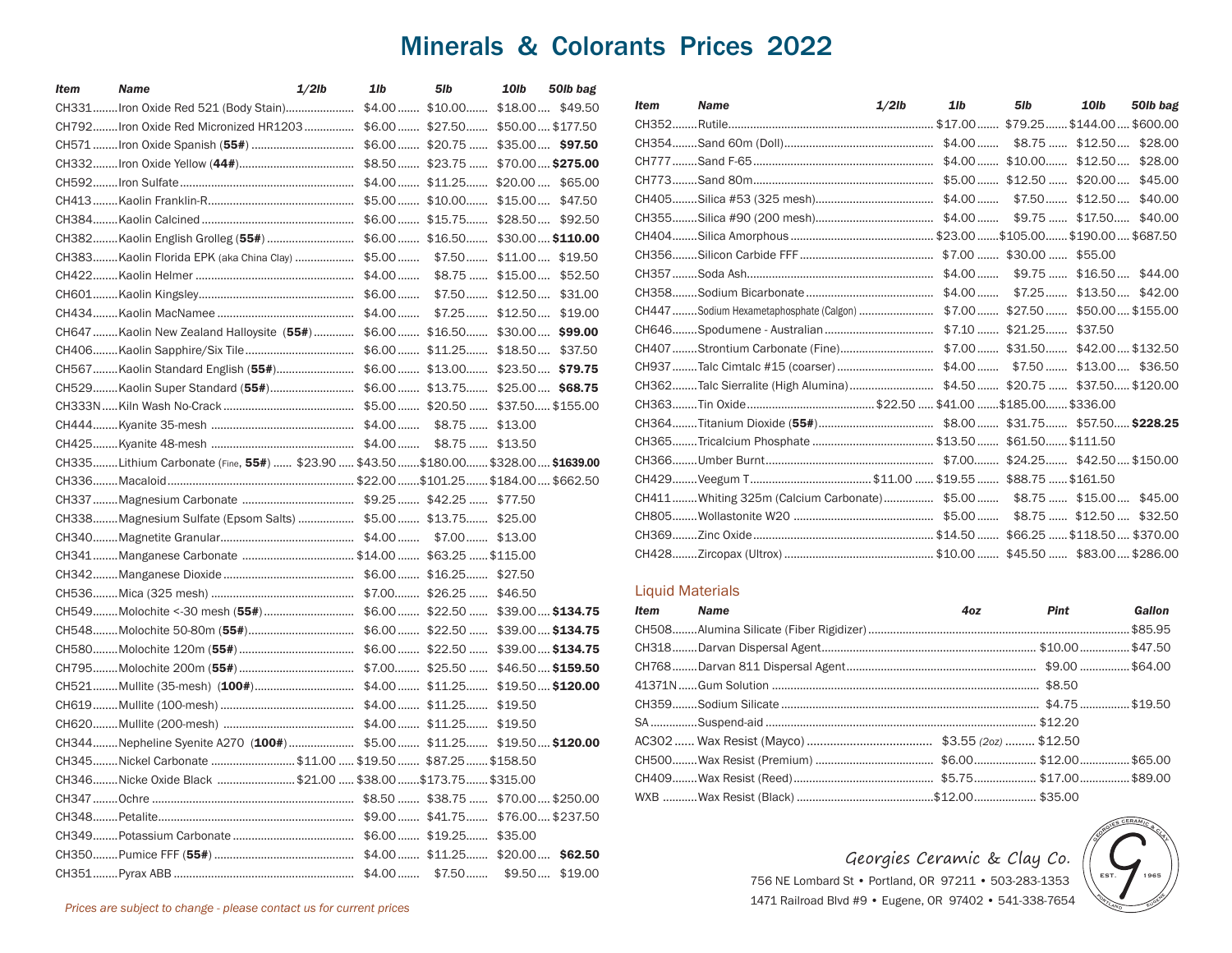# Minerals & Colorants Prices 2022

| Item | Name | 1/2lb | 1lb | 5lb | 10lb | 50lb bag |
|---|---|---|---|---|---|---|
| CH331 | Iron Oxide Red 521 (Body Stain) | | $4.00 | $10.00 | $18.00 | $49.50 |
| CH792 | Iron Oxide Red Micronized HR1203 | | $6.00 | $27.50 | $50.00 | $177.50 |
| CH571 | Iron Oxide Spanish (**55#**) | | $6.00 | $20.75 | $35.00 | **$97.50** |
| CH332 | Iron Oxide Yellow (**44#**) | | $8.50 | $23.75 | $70.00 | **$275.00** |
| CH592 | Iron Sulfate | | $4.00 | $11.25 | $20.00 | $65.00 |
| CH413 | Kaolin Franklin-R | | $5.00 | $10.00 | $15.00 | $47.50 |
| CH384 | Kaolin Calcined | | $6.00 | $15.75 | $28.50 | $92.50 |
| CH382 | Kaolin English Grolleg (**55#**) | | $6.00 | $16.50 | $30.00 | **$110.00** |
| CH383 | Kaolin Florida EPK (aka China Clay) | | $5.00 | $7.50 | $11.00 | $19.50 |
| CH422 | Kaolin Helmer | | $4.00 | $8.75 | $15.00 | $52.50 |
| CH601 | Kaolin Kingsley | | $6.00 | $7.50 | $12.50 | $31.00 |
| CH434 | Kaolin MacNamee | | $4.00 | $7.25 | $12.50 | $19.00 |
| CH647 | Kaolin New Zealand Halloysite (**55#**) | | $6.00 | $16.50 | $30.00 | **$99.00** |
| CH406 | Kaolin Sapphire/Six Tile | | $6.00 | $11.25 | $18.50 | $37.50 |
| CH567 | Kaolin Standard English (**55#**) | | $6.00 | $13.00 | $23.50 | **$79.75** |
| CH529 | Kaolin Super Standard (**55#**) | | $6.00 | $13.75 | $25.00 | **$68.75** |
| CH333N | Kiln Wash No-Crack | | $5.00 | $20.50 | $37.50 | $155.00 |
| CH444 | Kyanite 35-mesh | | $4.00 | $8.75 | $13.00 | |
| CH425 | Kyanite 48-mesh | | $4.00 | $8.75 | $13.50 | |
| CH335 | Lithium Carbonate (Fine, **55#**) | $23.90 | $43.50 | $180.00 | $328.00 | **$1639.00** |
| CH336 | Macaloid | | $22.00 | $101.25 | $184.00 | $662.50 |
| CH337 | Magnesium Carbonate | | $9.25 | $42.25 | $77.50 | |
| CH338 | Magnesium Sulfate (Epsom Salts) | | $5.00 | $13.75 | $25.00 | |
| CH340 | Magnetite Granular | | $4.00 | $7.00 | $13.00 | |
| CH341 | Manganese Carbonate | | $14.00 | $63.25 | $115.00 | |
| CH342 | Manganese Dioxide | | $6.00 | $16.25 | $27.50 | |
| CH536 | Mica (325 mesh) | | $7.00 | $26.25 | $46.50 | |
| CH549 | Molochite <-30 mesh (**55#**) | | $6.00 | $22.50 | $39.00 | **$134.75** |
| CH548 | Molochite 50-80m (**55#**) | | $6.00 | $22.50 | $39.00 | **$134.75** |
| CH580 | Molochite 120m (**55#**) | | $6.00 | $22.50 | $39.00 | **$134.75** |
| CH795 | Molochite 200m (**55#**) | | $7.00 | $25.50 | $46.50 | **$159.50** |
| CH521 | Mullite (35-mesh) (**100#**) | | $4.00 | $11.25 | $19.50 | **$120.00** |
| CH619 | Mullite (100-mesh) | | $4.00 | $11.25 | $19.50 | |
| CH620 | Mullite (200-mesh) | | $4.00 | $11.25 | $19.50 | |
| CH344 | Nepheline Syenite A270 (**100#**) | | $5.00 | $11.25 | $19.50 | **$120.00** |
| CH345 | Nickel Carbonate | $11.00 | $19.50 | $87.25 | $158.50 | |
| CH346 | Nicke Oxide Black | $21.00 | $38.00 | $173.75 | $315.00 | |
| CH347 | Ochre | | $8.50 | $38.75 | $70.00 | $250.00 |
| CH348 | Petalite | | $9.00 | $41.75 | $76.00 | $237.50 |
| CH349 | Potassium Carbonate | | $6.00 | $19.25 | $35.00 | |
| CH350 | Pumice FFF (**55#**) | | $4.00 | $11.25 | $20.00 | **$62.50** |
| CH351 | Pyrax ABB | | $4.00 | $7.50 | $9.50 | $19.00 |
| CH352 | Rutile | | $17.00 | $79.25 | $144.00 | $600.00 |
| CH354 | Sand 60m (Doll) | | $4.00 | $8.75 | $12.50 | $28.00 |
| CH777 | Sand F-65 | | $4.00 | $10.00 | $12.50 | $28.00 |
| CH773 | Sand 80m | | $5.00 | $12.50 | $20.00 | $45.00 |
| CH405 | Silica #53 (325 mesh) | | $4.00 | $7.50 | $12.50 | $40.00 |
| CH355 | Silica #90 (200 mesh) | | $4.00 | $9.75 | $17.50 | $40.00 |
| CH404 | Silica Amorphous | | $23.00 | $105.00 | $190.00 | $687.50 |
| CH356 | Silicon Carbide FFF | | $7.00 | $30.00 | $55.00 | |
| CH357 | Soda Ash | | $4.00 | $9.75 | $16.50 | $44.00 |
| CH358 | Sodium Bicarbonate | | $4.00 | $7.25 | $13.50 | $42.00 |
| CH447 | Sodium Hexametaphosphate (Calgon) | | $7.00 | $27.50 | $50.00 | $155.00 |
| CH646 | Spodumene - Australian | | $7.10 | $21.25 | $37.50 | |
| CH407 | Strontium Carbonate (Fine) | | $7.00 | $31.50 | $42.00 | $132.50 |
| CH937 | Talc Cimtalc #15 (coarser) | | $4.00 | $7.50 | $13.00 | $36.50 |
| CH362 | Talc Sierralite (High Alumina) | | $4.50 | $20.75 | $37.50 | $120.00 |
| CH363 | Tin Oxide | $22.50 | $41.00 | $185.00 | $336.00 | |
| CH364 | Titanium Dioxide (**55#**) | | $8.00 | $31.75 | $57.50 | **$228.25** |
| CH365 | Tricalcium Phosphate | | $13.50 | $61.50 | $111.50 | |
| CH366 | Umber Burnt | | $7.00 | $24.25 | $42.50 | $150.00 |
| CH429 | Veegum T | $11.00 | $19.55 | $88.75 | $161.50 | |
| CH411 | Whiting 325m (Calcium Carbonate) | | $5.00 | $8.75 | $15.00 | $45.00 |
| CH805 | Wollastonite W20 | | $5.00 | $8.75 | $12.50 | $32.50 |
| CH369 | Zinc Oxide | | $14.50 | $66.25 | $118.50 | $370.00 |
| CH428 | Zircopax (Ultrox) | | $10.00 | $45.50 | $83.00 | $286.00 |

## Liquid Materials

| Item | Name | 4oz | Pint | Gallon |
|---|---|---|---|---|
| CH508 | Alumina Silicate (Fiber Rigidizer) | | | $85.95 |
| CH318 | Darvan Dispersal Agent | | $10.00 | $47.50 |
| CH768 | Darvan 811 Dispersal Agent | | $9.00 | $64.00 |
| 41371N | Gum Solution | | $8.50 | |
| CH359 | Sodium Silicate | | $4.75 | $19.50 |
| SA | Suspend-aid | | $12.20 | |
| AC302 | Wax Resist (Mayco) | $3.55 (2oz) | $12.50 | |
| CH500 | Wax Resist (Premium) | $6.00 | $12.00 | $65.00 |
| CH409 | Wax Resist (Reed) | $5.75 | $17.00 | $89.00 |
| WXB | Wax Resist (Black) | $12.00 | $35.00 | |

Georgies Ceramic & Clay Co.
756 NE Lombard St • Portland, OR 97211 • 503-283-1353
1471 Railroad Blvd #9 • Eugene, OR 97402 • 541-338-7654

*Prices are subject to change - please contact us for current prices*